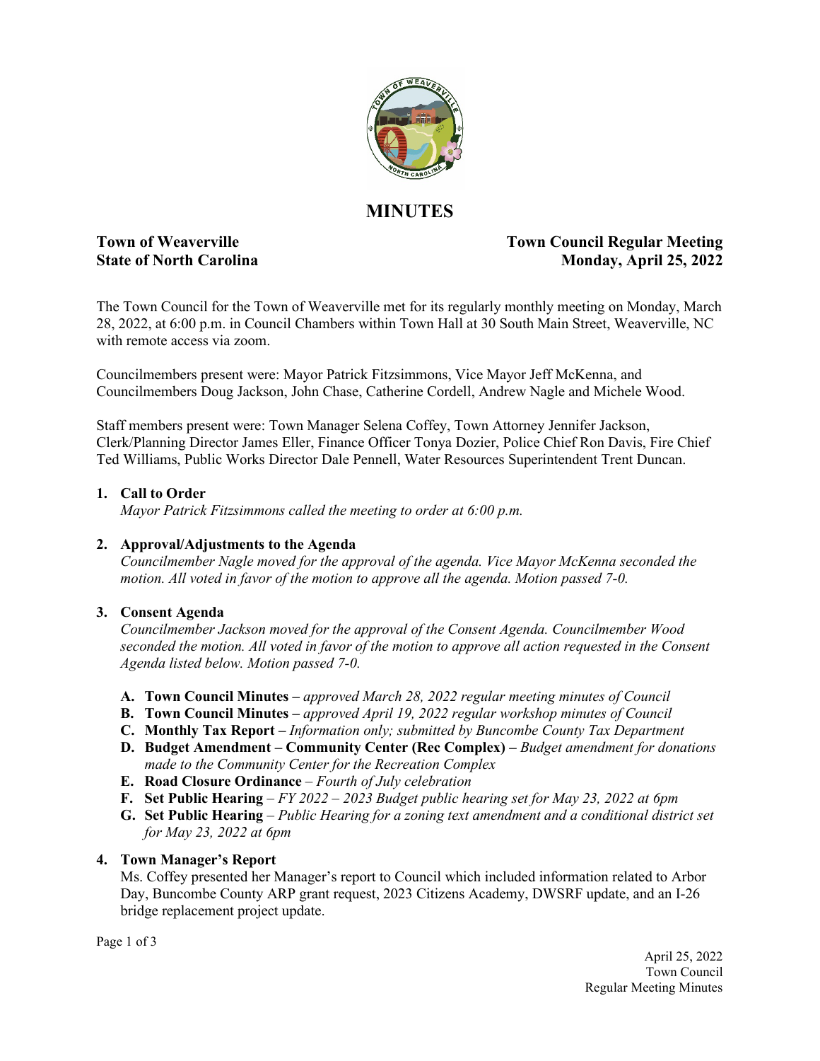# MINUTES

**Town of Weaverville**
**State of North Carolina**

**Town Council Regular Meeting**
**Monday, April 25, 2022**

The Town Council for the Town of Weaverville met for its regularly monthly meeting on Monday, March 28, 2022, at 6:00 p.m. in Council Chambers within Town Hall at 30 South Main Street, Weaverville, NC with remote access via zoom.

Councilmembers present were: Mayor Patrick Fitzsimmons, Vice Mayor Jeff McKenna, and Councilmembers Doug Jackson, John Chase, Catherine Cordell, Andrew Nagle and Michele Wood.

Staff members present were: Town Manager Selena Coffey, Town Attorney Jennifer Jackson, Clerk/Planning Director James Eller, Finance Officer Tonya Dozier, Police Chief Ron Davis, Fire Chief Ted Williams, Public Works Director Dale Pennell, Water Resources Superintendent Trent Duncan.

1. **Call to Order**
   *Mayor Patrick Fitzsimmons called the meeting to order at 6:00 p.m.*

2. **Approval/Adjustments to the Agenda**
   *Councilmember Nagle moved for the approval of the agenda. Vice Mayor McKenna seconded the motion. All voted in favor of the motion to approve all the agenda. Motion passed 7-0.*

3. **Consent Agenda**
   *Councilmember Jackson moved for the approval of the Consent Agenda. Councilmember Wood seconded the motion. All voted in favor of the motion to approve all action requested in the Consent Agenda listed below. Motion passed 7-0.*

   A. **Town Council Minutes –** *approved March 28, 2022 regular meeting minutes of Council*
   B. **Town Council Minutes –** *approved April 19, 2022 regular workshop minutes of Council*
   C. **Monthly Tax Report –** *Information only; submitted by Buncombe County Tax Department*
   D. **Budget Amendment – Community Center (Rec Complex) –** *Budget amendment for donations made to the Community Center for the Recreation Complex*
   E. **Road Closure Ordinance** – *Fourth of July celebration*
   F. **Set Public Hearing** – *FY 2022 – 2023 Budget public hearing set for May 23, 2022 at 6pm*
   G. **Set Public Hearing** – *Public Hearing for a zoning text amendment and a conditional district set for May 23, 2022 at 6pm*

4. **Town Manager's Report**
   Ms. Coffey presented her Manager's report to Council which included information related to Arbor Day, Buncombe County ARP grant request, 2023 Citizens Academy, DWSRF update, and an I-26 bridge replacement project update.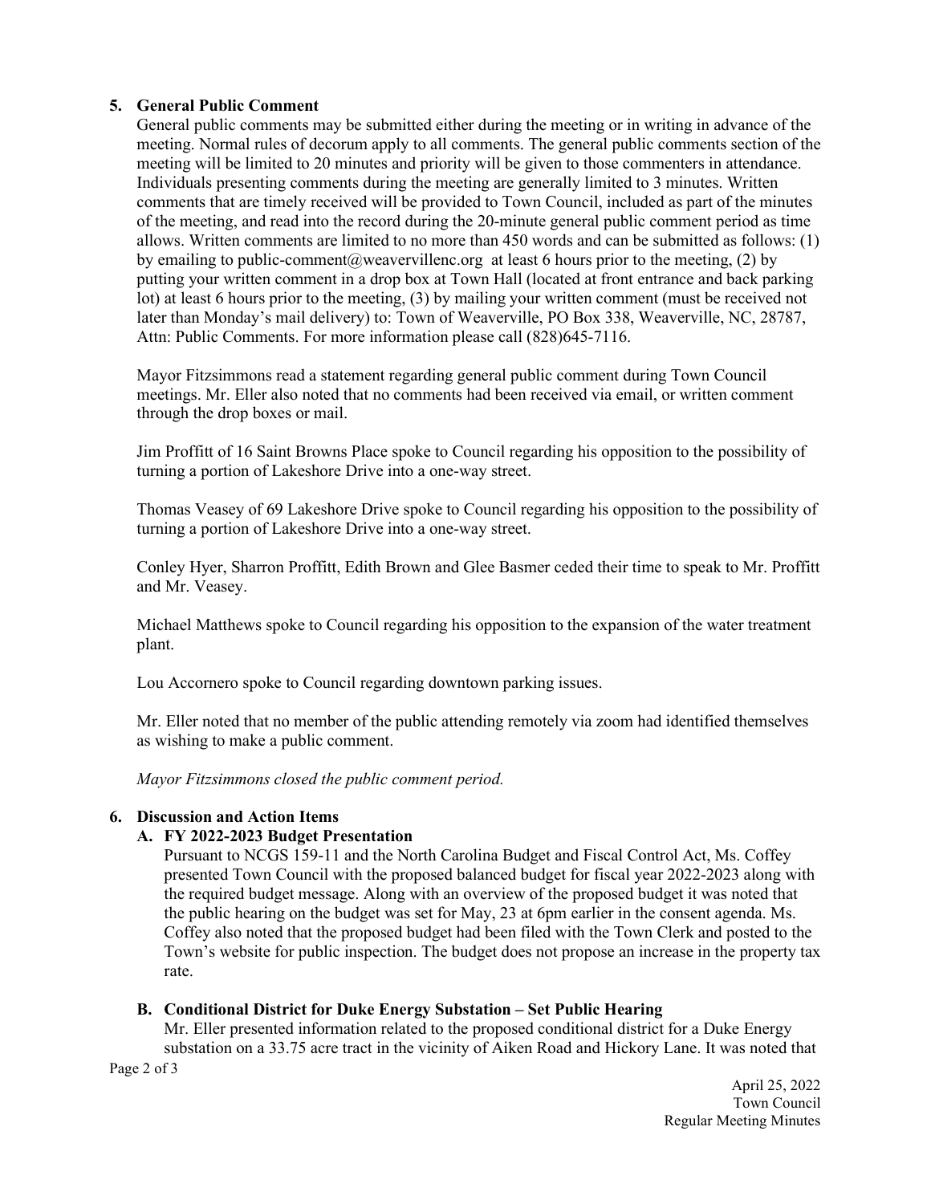## 5. General Public Comment

General public comments may be submitted either during the meeting or in writing in advance of the meeting. Normal rules of decorum apply to all comments. The general public comments section of the meeting will be limited to 20 minutes and priority will be given to those commenters in attendance. Individuals presenting comments during the meeting are generally limited to 3 minutes. Written comments that are timely received will be provided to Town Council, included as part of the minutes of the meeting, and read into the record during the 20-minute general public comment period as time allows. Written comments are limited to no more than 450 words and can be submitted as follows: (1) by emailing to public-comment@weavervillenc.org at least 6 hours prior to the meeting, (2) by putting your written comment in a drop box at Town Hall (located at front entrance and back parking lot) at least 6 hours prior to the meeting, (3) by mailing your written comment (must be received not later than Monday's mail delivery) to: Town of Weaverville, PO Box 338, Weaverville, NC, 28787, Attn: Public Comments. For more information please call (828)645-7116.

Mayor Fitzsimmons read a statement regarding general public comment during Town Council meetings. Mr. Eller also noted that no comments had been received via email, or written comment through the drop boxes or mail.

Jim Proffitt of 16 Saint Browns Place spoke to Council regarding his opposition to the possibility of turning a portion of Lakeshore Drive into a one-way street.

Thomas Veasey of 69 Lakeshore Drive spoke to Council regarding his opposition to the possibility of turning a portion of Lakeshore Drive into a one-way street.

Conley Hyer, Sharron Proffitt, Edith Brown and Glee Basmer ceded their time to speak to Mr. Proffitt and Mr. Veasey.

Michael Matthews spoke to Council regarding his opposition to the expansion of the water treatment plant.

Lou Accornero spoke to Council regarding downtown parking issues.

Mr. Eller noted that no member of the public attending remotely via zoom had identified themselves as wishing to make a public comment.

*Mayor Fitzsimmons closed the public comment period.*

## 6. Discussion and Action Items

### A. FY 2022-2023 Budget Presentation

Pursuant to NCGS 159-11 and the North Carolina Budget and Fiscal Control Act, Ms. Coffey presented Town Council with the proposed balanced budget for fiscal year 2022-2023 along with the required budget message. Along with an overview of the proposed budget it was noted that the public hearing on the budget was set for May, 23 at 6pm earlier in the consent agenda. Ms. Coffey also noted that the proposed budget had been filed with the Town Clerk and posted to the Town's website for public inspection. The budget does not propose an increase in the property tax rate.

### B. Conditional District for Duke Energy Substation – Set Public Hearing

Mr. Eller presented information related to the proposed conditional district for a Duke Energy substation on a 33.75 acre tract in the vicinity of Aiken Road and Hickory Lane. It was noted that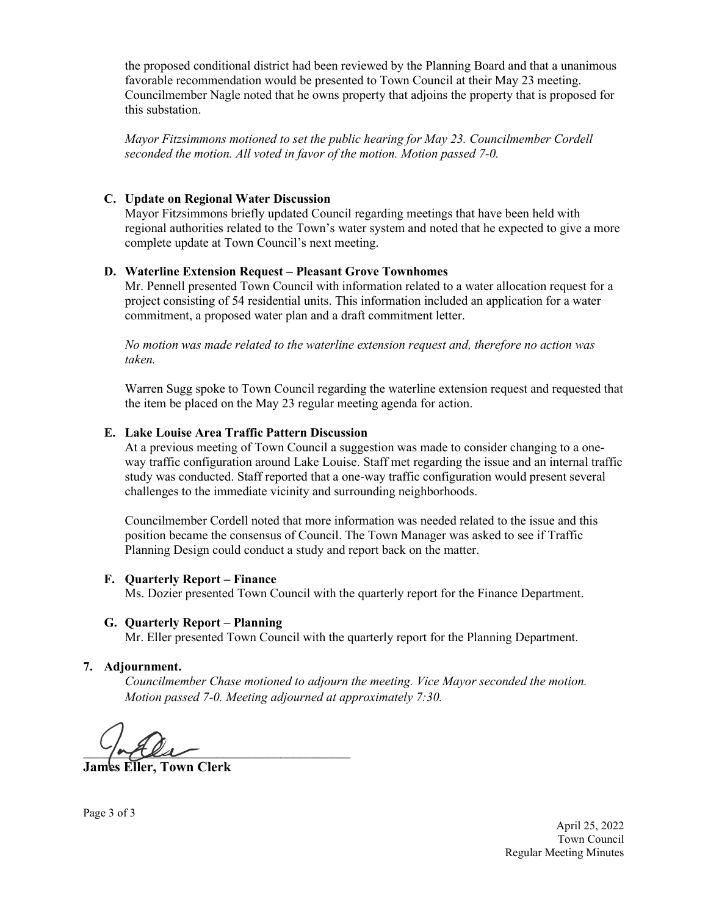the proposed conditional district had been reviewed by the Planning Board and that a unanimous favorable recommendation would be presented to Town Council at their May 23 meeting. Councilmember Nagle noted that he owns property that adjoins the property that is proposed for this substation.

*Mayor Fitzsimmons motioned to set the public hearing for May 23. Councilmember Cordell seconded the motion. All voted in favor of the motion. Motion passed 7-0.*

**C. Update on Regional Water Discussion**

Mayor Fitzsimmons briefly updated Council regarding meetings that have been held with regional authorities related to the Town's water system and noted that he expected to give a more complete update at Town Council's next meeting.

**D. Waterline Extension Request – Pleasant Grove Townhomes**

Mr. Pennell presented Town Council with information related to a water allocation request for a project consisting of 54 residential units. This information included an application for a water commitment, a proposed water plan and a draft commitment letter.

*No motion was made related to the waterline extension request and, therefore no action was taken.*

Warren Sugg spoke to Town Council regarding the waterline extension request and requested that the item be placed on the May 23 regular meeting agenda for action.

**E. Lake Louise Area Traffic Pattern Discussion**

At a previous meeting of Town Council a suggestion was made to consider changing to a one-way traffic configuration around Lake Louise. Staff met regarding the issue and an internal traffic study was conducted. Staff reported that a one-way traffic configuration would present several challenges to the immediate vicinity and surrounding neighborhoods.

Councilmember Cordell noted that more information was needed related to the issue and this position became the consensus of Council. The Town Manager was asked to see if Traffic Planning Design could conduct a study and report back on the matter.

**F. Quarterly Report – Finance**

Ms. Dozier presented Town Council with the quarterly report for the Finance Department.

**G. Quarterly Report – Planning**

Mr. Eller presented Town Council with the quarterly report for the Planning Department.

**7. Adjournment.**

*Councilmember Chase motioned to adjourn the meeting. Vice Mayor seconded the motion. Motion passed 7-0. Meeting adjourned at approximately 7:30.*

**James Eller, Town Clerk**

April 25, 2022
Town Council
Regular Meeting Minutes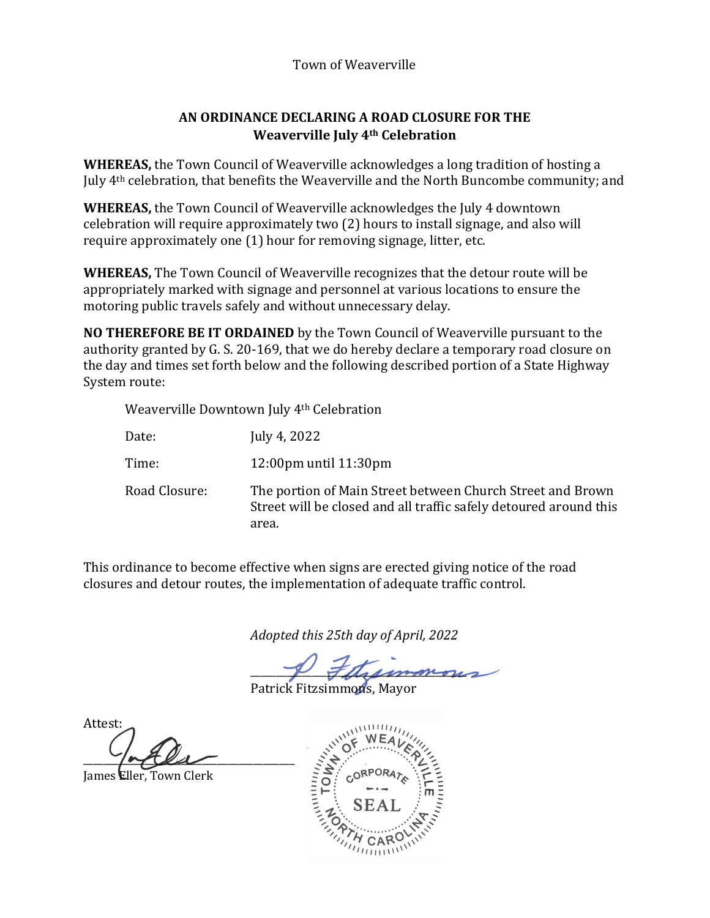Town of Weaverville

## AN ORDINANCE DECLARING A ROAD CLOSURE FOR THE Weaverville July 4th Celebration

**WHEREAS,** the Town Council of Weaverville acknowledges a long tradition of hosting a July 4th celebration, that benefits the Weaverville and the North Buncombe community; and

**WHEREAS,** the Town Council of Weaverville acknowledges the July 4 downtown celebration will require approximately two (2) hours to install signage, and also will require approximately one (1) hour for removing signage, litter, etc.

**WHEREAS,** The Town Council of Weaverville recognizes that the detour route will be appropriately marked with signage and personnel at various locations to ensure the motoring public travels safely and without unnecessary delay.

**NO THEREFORE BE IT ORDAINED** by the Town Council of Weaverville pursuant to the authority granted by G. S. 20-169, that we do hereby declare a temporary road closure on the day and times set forth below and the following described portion of a State Highway System route:

Weaverville Downtown July 4th Celebration

| | |
|---|---|
| Date: | July 4, 2022 |
| Time: | 12:00pm until 11:30pm |
| Road Closure: | The portion of Main Street between Church Street and Brown Street will be closed and all traffic safely detoured around this area. |

This ordinance to become effective when signs are erected giving notice of the road closures and detour routes, the implementation of adequate traffic control.

*Adopted this 25th day of April, 2022*

P Fitzsimmons
Patrick Fitzsimmons, Mayor

Attest:
James Eller, Town Clerk

TOWN OF WEAVERVILLE CORPORATE SEAL NORTH CAROLINA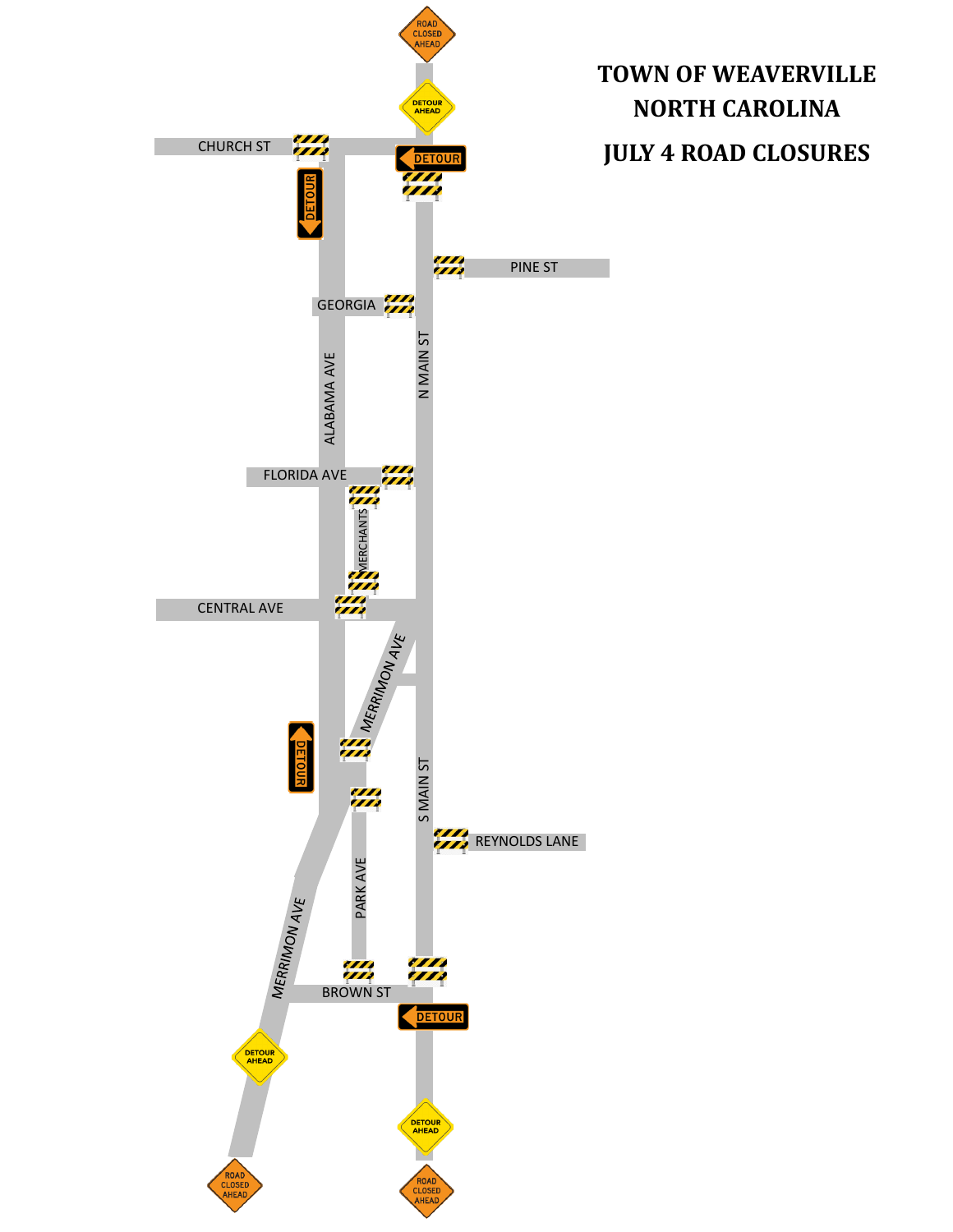# TOWN OF WEAVERVILLE
# NORTH CAROLINA
## JULY 4 ROAD CLOSURES

ROAD CLOSED AHEAD

DETOUR AHEAD

CHURCH ST

DETOUR

DETOUR

PINE ST

GEORGIA

N MAIN ST

ALABAMA AVE

FLORIDA AVE

MERCHANTS

CENTRAL AVE

MERRIMON AVE

DETOUR

S MAIN ST

REYNOLDS LANE

PARK AVE

MERRIMON AVE

BROWN ST

DETOUR

DETOUR AHEAD

DETOUR AHEAD

ROAD CLOSED AHEAD

ROAD CLOSED AHEAD